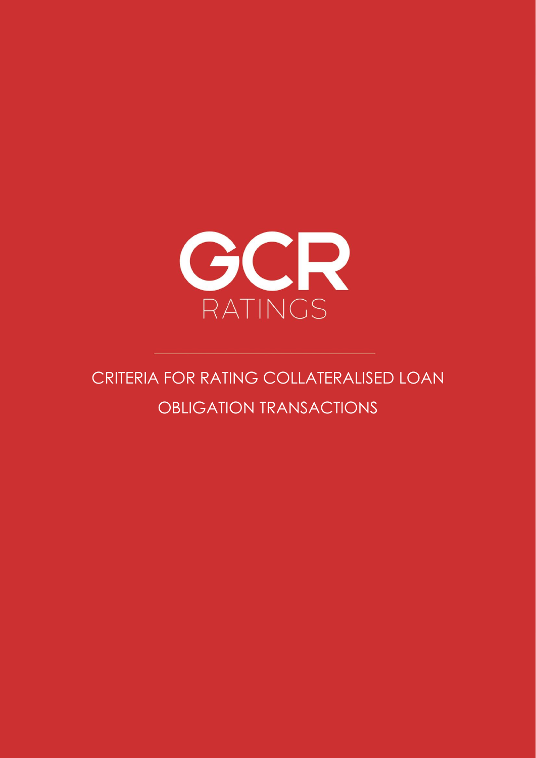GCR

RATINGS

# CRITERIA FOR RATING COLLATERALISED LOAN OBLIGATION TRANSACTIONS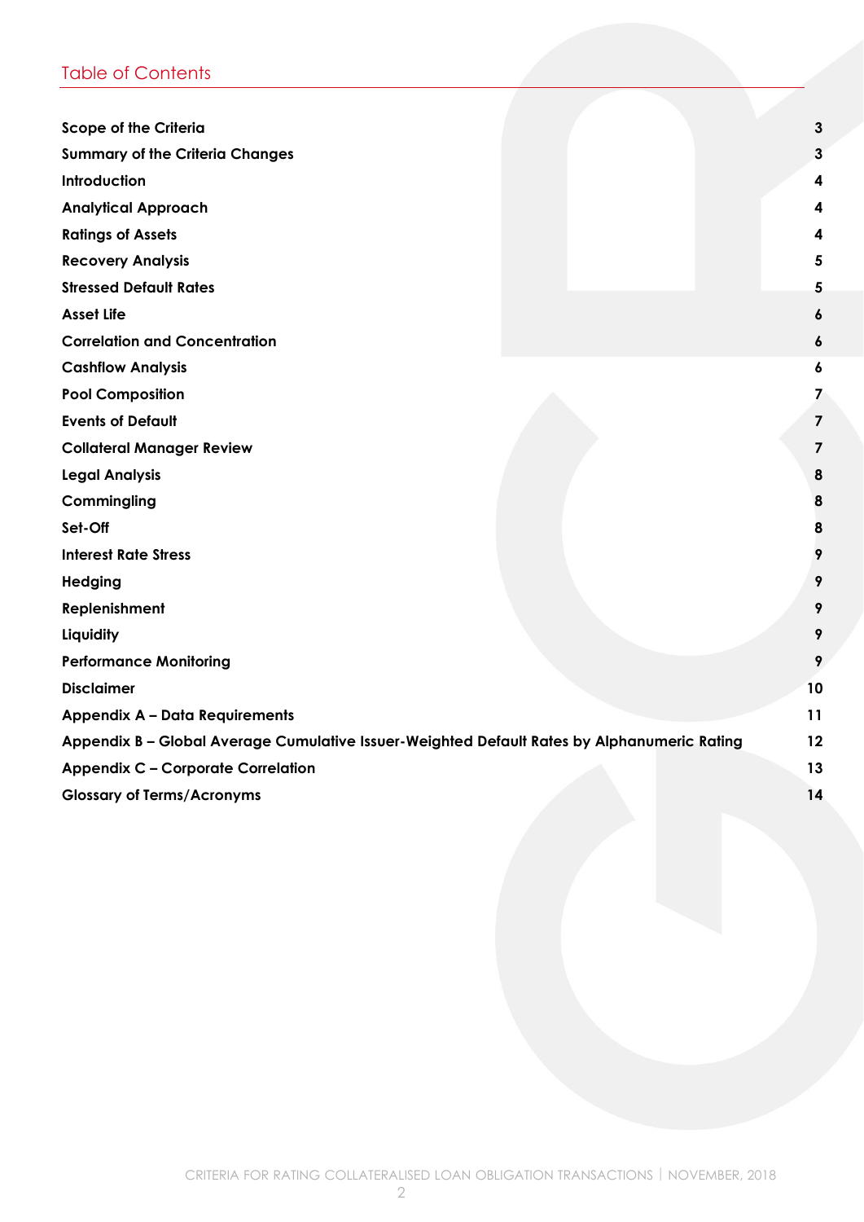## Table of Contents

| | |
|---|---|
| **Scope of the Criteria** | **3** |
| **Summary of the Criteria Changes** | **3** |
| **Introduction** | **4** |
| **Analytical Approach** | **4** |
| **Ratings of Assets** | **4** |
| **Recovery Analysis** | **5** |
| **Stressed Default Rates** | **5** |
| **Asset Life** | **6** |
| **Correlation and Concentration** | **6** |
| **Cashflow Analysis** | **6** |
| **Pool Composition** | **7** |
| **Events of Default** | **7** |
| **Collateral Manager Review** | **7** |
| **Legal Analysis** | **8** |
| **Commingling** | **8** |
| **Set-Off** | **8** |
| **Interest Rate Stress** | **9** |
| **Hedging** | **9** |
| **Replenishment** | **9** |
| **Liquidity** | **9** |
| **Performance Monitoring** | **9** |
| **Disclaimer** | **10** |
| **Appendix A – Data Requirements** | **11** |
| **Appendix B – Global Average Cumulative Issuer-Weighted Default Rates by Alphanumeric Rating** | **12** |
| **Appendix C – Corporate Correlation** | **13** |
| **Glossary of Terms/Acronyms** | **14** |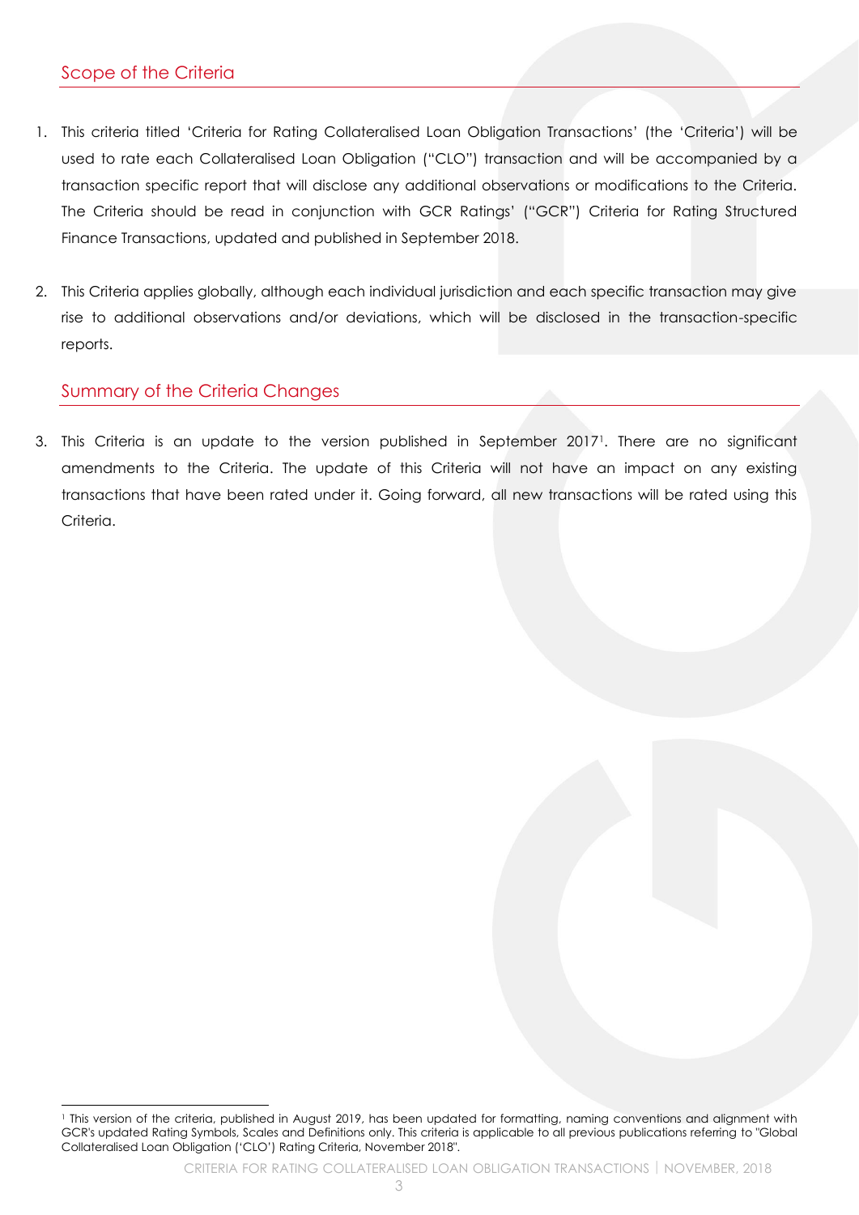## Scope of the Criteria

1. This criteria titled 'Criteria for Rating Collateralised Loan Obligation Transactions' (the 'Criteria') will be used to rate each Collateralised Loan Obligation ("CLO") transaction and will be accompanied by a transaction specific report that will disclose any additional observations or modifications to the Criteria. The Criteria should be read in conjunction with GCR Ratings' ("GCR") Criteria for Rating Structured Finance Transactions, updated and published in September 2018.

2. This Criteria applies globally, although each individual jurisdiction and each specific transaction may give rise to additional observations and/or deviations, which will be disclosed in the transaction-specific reports.

## Summary of the Criteria Changes

3. This Criteria is an update to the version published in September 2017[1]. There are no significant amendments to the Criteria. The update of this Criteria will not have an impact on any existing transactions that have been rated under it. Going forward, all new transactions will be rated using this Criteria.

[1] This version of the criteria, published in August 2019, has been updated for formatting, naming conventions and alignment with GCR's updated Rating Symbols, Scales and Definitions only. This criteria is applicable to all previous publications referring to "Global Collateralised Loan Obligation ('CLO') Rating Criteria, November 2018".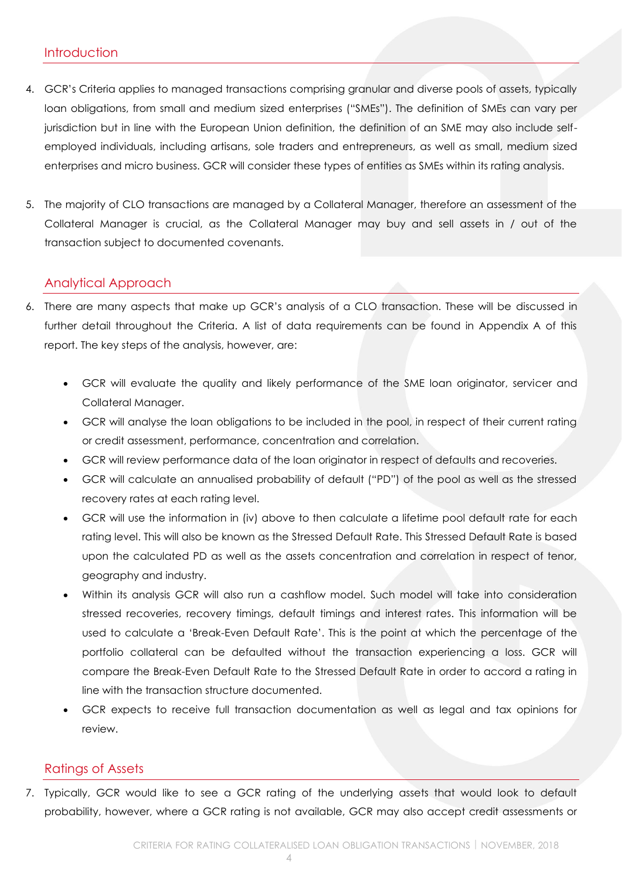## Introduction

4. GCR's Criteria applies to managed transactions comprising granular and diverse pools of assets, typically loan obligations, from small and medium sized enterprises ("SMEs"). The definition of SMEs can vary per jurisdiction but in line with the European Union definition, the definition of an SME may also include self-employed individuals, including artisans, sole traders and entrepreneurs, as well as small, medium sized enterprises and micro business. GCR will consider these types of entities as SMEs within its rating analysis.

5. The majority of CLO transactions are managed by a Collateral Manager, therefore an assessment of the Collateral Manager is crucial, as the Collateral Manager may buy and sell assets in / out of the transaction subject to documented covenants.

## Analytical Approach

6. There are many aspects that make up GCR's analysis of a CLO transaction. These will be discussed in further detail throughout the Criteria. A list of data requirements can be found in Appendix A of this report. The key steps of the analysis, however, are:

   - GCR will evaluate the quality and likely performance of the SME loan originator, servicer and Collateral Manager.
   - GCR will analyse the loan obligations to be included in the pool, in respect of their current rating or credit assessment, performance, concentration and correlation.
   - GCR will review performance data of the loan originator in respect of defaults and recoveries.
   - GCR will calculate an annualised probability of default ("PD") of the pool as well as the stressed recovery rates at each rating level.
   - GCR will use the information in (iv) above to then calculate a lifetime pool default rate for each rating level. This will also be known as the Stressed Default Rate. This Stressed Default Rate is based upon the calculated PD as well as the assets concentration and correlation in respect of tenor, geography and industry.
   - Within its analysis GCR will also run a cashflow model. Such model will take into consideration stressed recoveries, recovery timings, default timings and interest rates. This information will be used to calculate a 'Break-Even Default Rate'. This is the point at which the percentage of the portfolio collateral can be defaulted without the transaction experiencing a loss. GCR will compare the Break-Even Default Rate to the Stressed Default Rate in order to accord a rating in line with the transaction structure documented.
   - GCR expects to receive full transaction documentation as well as legal and tax opinions for review.

## Ratings of Assets

7. Typically, GCR would like to see a GCR rating of the underlying assets that would look to default probability, however, where a GCR rating is not available, GCR may also accept credit assessments or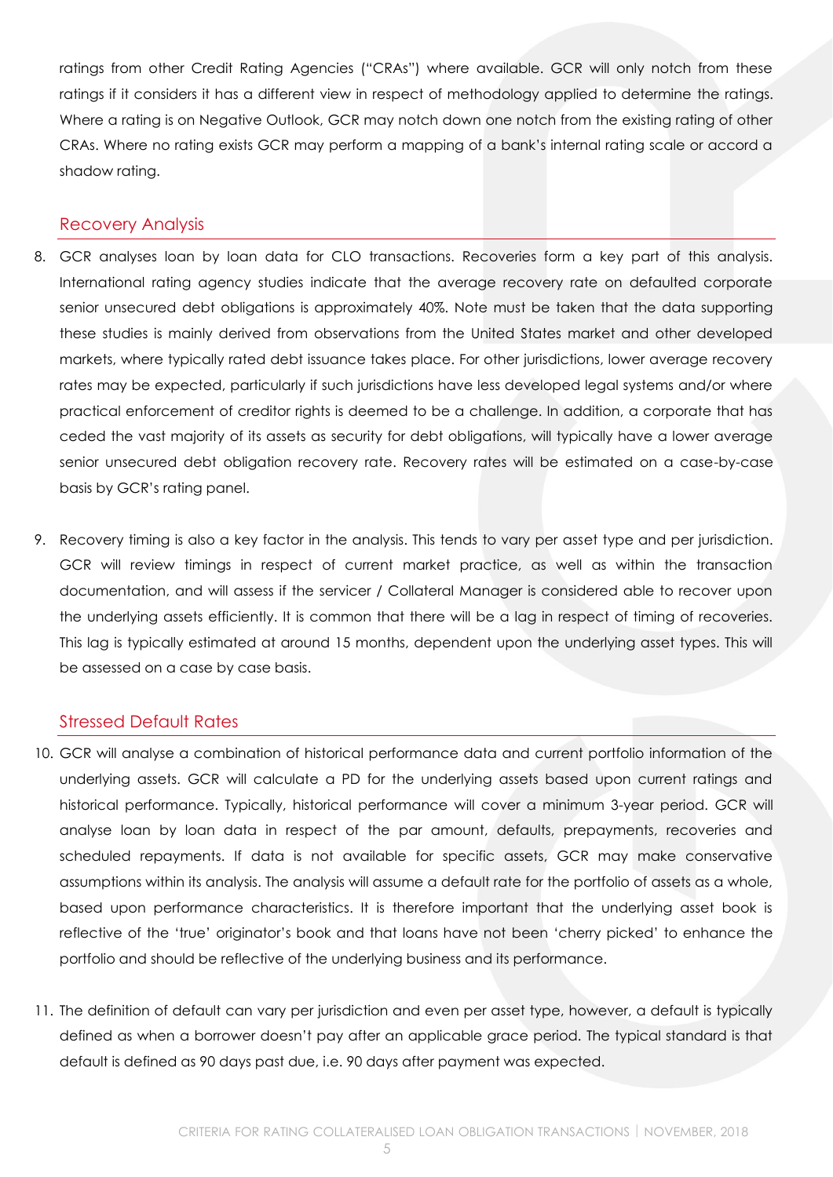ratings from other Credit Rating Agencies ("CRAs") where available. GCR will only notch from these ratings if it considers it has a different view in respect of methodology applied to determine the ratings. Where a rating is on Negative Outlook, GCR may notch down one notch from the existing rating of other CRAs. Where no rating exists GCR may perform a mapping of a bank's internal rating scale or accord a shadow rating.

## Recovery Analysis

8. GCR analyses loan by loan data for CLO transactions. Recoveries form a key part of this analysis. International rating agency studies indicate that the average recovery rate on defaulted corporate senior unsecured debt obligations is approximately 40%. Note must be taken that the data supporting these studies is mainly derived from observations from the United States market and other developed markets, where typically rated debt issuance takes place. For other jurisdictions, lower average recovery rates may be expected, particularly if such jurisdictions have less developed legal systems and/or where practical enforcement of creditor rights is deemed to be a challenge. In addition, a corporate that has ceded the vast majority of its assets as security for debt obligations, will typically have a lower average senior unsecured debt obligation recovery rate. Recovery rates will be estimated on a case-by-case basis by GCR's rating panel.

9. Recovery timing is also a key factor in the analysis. This tends to vary per asset type and per jurisdiction. GCR will review timings in respect of current market practice, as well as within the transaction documentation, and will assess if the servicer / Collateral Manager is considered able to recover upon the underlying assets efficiently. It is common that there will be a lag in respect of timing of recoveries. This lag is typically estimated at around 15 months, dependent upon the underlying asset types. This will be assessed on a case by case basis.

## Stressed Default Rates

10. GCR will analyse a combination of historical performance data and current portfolio information of the underlying assets. GCR will calculate a PD for the underlying assets based upon current ratings and historical performance. Typically, historical performance will cover a minimum 3-year period. GCR will analyse loan by loan data in respect of the par amount, defaults, prepayments, recoveries and scheduled repayments. If data is not available for specific assets, GCR may make conservative assumptions within its analysis. The analysis will assume a default rate for the portfolio of assets as a whole, based upon performance characteristics. It is therefore important that the underlying asset book is reflective of the 'true' originator's book and that loans have not been 'cherry picked' to enhance the portfolio and should be reflective of the underlying business and its performance.

11. The definition of default can vary per jurisdiction and even per asset type, however, a default is typically defined as when a borrower doesn't pay after an applicable grace period. The typical standard is that default is defined as 90 days past due, i.e. 90 days after payment was expected.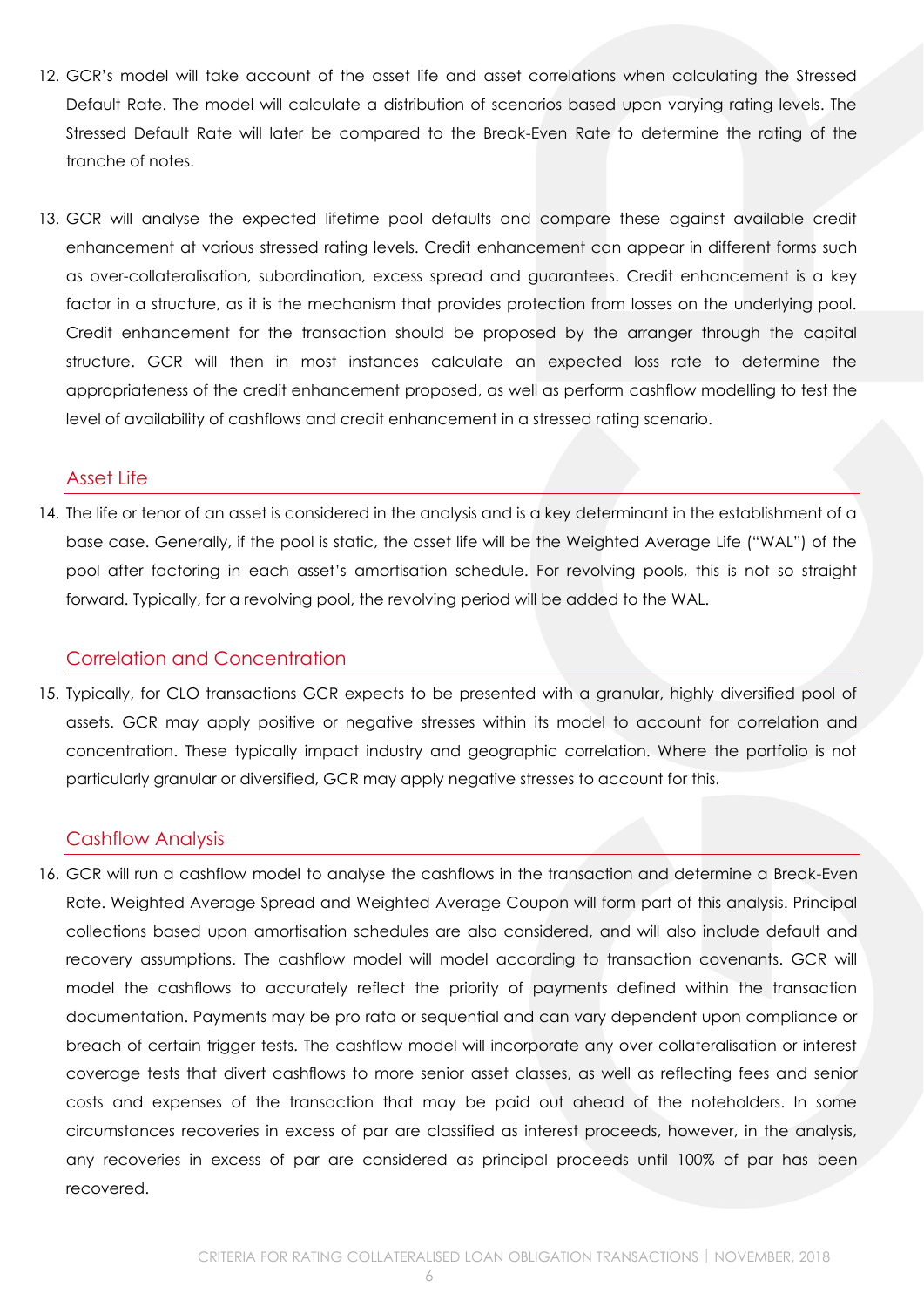12. GCR's model will take account of the asset life and asset correlations when calculating the Stressed Default Rate. The model will calculate a distribution of scenarios based upon varying rating levels. The Stressed Default Rate will later be compared to the Break-Even Rate to determine the rating of the tranche of notes.

13. GCR will analyse the expected lifetime pool defaults and compare these against available credit enhancement at various stressed rating levels. Credit enhancement can appear in different forms such as over-collateralisation, subordination, excess spread and guarantees. Credit enhancement is a key factor in a structure, as it is the mechanism that provides protection from losses on the underlying pool. Credit enhancement for the transaction should be proposed by the arranger through the capital structure. GCR will then in most instances calculate an expected loss rate to determine the appropriateness of the credit enhancement proposed, as well as perform cashflow modelling to test the level of availability of cashflows and credit enhancement in a stressed rating scenario.

## Asset Life

14. The life or tenor of an asset is considered in the analysis and is a key determinant in the establishment of a base case. Generally, if the pool is static, the asset life will be the Weighted Average Life ("WAL") of the pool after factoring in each asset's amortisation schedule. For revolving pools, this is not so straight forward. Typically, for a revolving pool, the revolving period will be added to the WAL.

## Correlation and Concentration

15. Typically, for CLO transactions GCR expects to be presented with a granular, highly diversified pool of assets. GCR may apply positive or negative stresses within its model to account for correlation and concentration. These typically impact industry and geographic correlation. Where the portfolio is not particularly granular or diversified, GCR may apply negative stresses to account for this.

## Cashflow Analysis

16. GCR will run a cashflow model to analyse the cashflows in the transaction and determine a Break-Even Rate. Weighted Average Spread and Weighted Average Coupon will form part of this analysis. Principal collections based upon amortisation schedules are also considered, and will also include default and recovery assumptions. The cashflow model will model according to transaction covenants. GCR will model the cashflows to accurately reflect the priority of payments defined within the transaction documentation. Payments may be pro rata or sequential and can vary dependent upon compliance or breach of certain trigger tests. The cashflow model will incorporate any over collateralisation or interest coverage tests that divert cashflows to more senior asset classes, as well as reflecting fees and senior costs and expenses of the transaction that may be paid out ahead of the noteholders. In some circumstances recoveries in excess of par are classified as interest proceeds, however, in the analysis, any recoveries in excess of par are considered as principal proceeds until 100% of par has been recovered.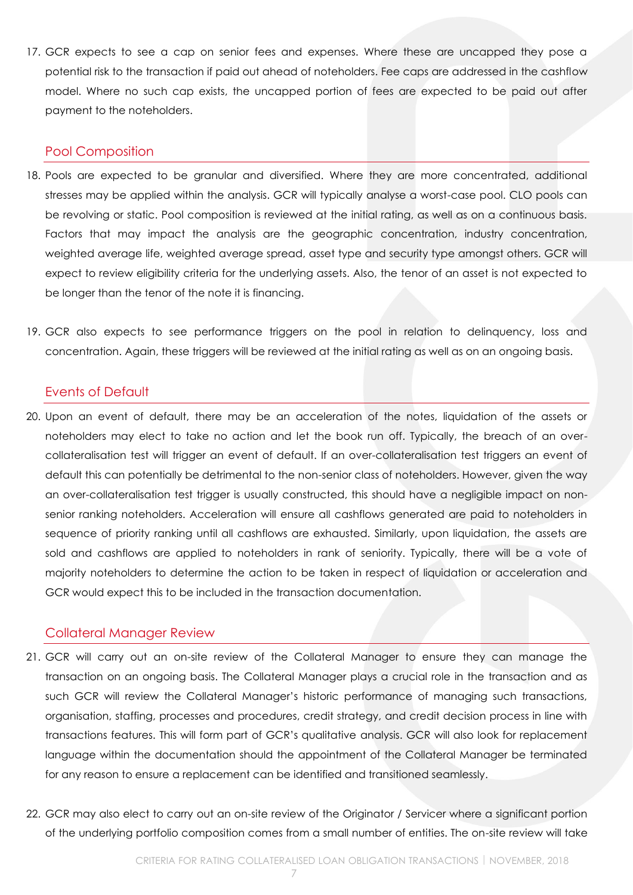17. GCR expects to see a cap on senior fees and expenses. Where these are uncapped they pose a potential risk to the transaction if paid out ahead of noteholders. Fee caps are addressed in the cashflow model. Where no such cap exists, the uncapped portion of fees are expected to be paid out after payment to the noteholders.

## Pool Composition

18. Pools are expected to be granular and diversified. Where they are more concentrated, additional stresses may be applied within the analysis. GCR will typically analyse a worst-case pool. CLO pools can be revolving or static. Pool composition is reviewed at the initial rating, as well as on a continuous basis. Factors that may impact the analysis are the geographic concentration, industry concentration, weighted average life, weighted average spread, asset type and security type amongst others. GCR will expect to review eligibility criteria for the underlying assets. Also, the tenor of an asset is not expected to be longer than the tenor of the note it is financing.

19. GCR also expects to see performance triggers on the pool in relation to delinquency, loss and concentration. Again, these triggers will be reviewed at the initial rating as well as on an ongoing basis.

## Events of Default

20. Upon an event of default, there may be an acceleration of the notes, liquidation of the assets or noteholders may elect to take no action and let the book run off. Typically, the breach of an over-collateralisation test will trigger an event of default. If an over-collateralisation test triggers an event of default this can potentially be detrimental to the non-senior class of noteholders. However, given the way an over-collateralisation test trigger is usually constructed, this should have a negligible impact on non-senior ranking noteholders. Acceleration will ensure all cashflows generated are paid to noteholders in sequence of priority ranking until all cashflows are exhausted. Similarly, upon liquidation, the assets are sold and cashflows are applied to noteholders in rank of seniority. Typically, there will be a vote of majority noteholders to determine the action to be taken in respect of liquidation or acceleration and GCR would expect this to be included in the transaction documentation.

## Collateral Manager Review

21. GCR will carry out an on-site review of the Collateral Manager to ensure they can manage the transaction on an ongoing basis. The Collateral Manager plays a crucial role in the transaction and as such GCR will review the Collateral Manager's historic performance of managing such transactions, organisation, staffing, processes and procedures, credit strategy, and credit decision process in line with transactions features. This will form part of GCR's qualitative analysis. GCR will also look for replacement language within the documentation should the appointment of the Collateral Manager be terminated for any reason to ensure a replacement can be identified and transitioned seamlessly.

22. GCR may also elect to carry out an on-site review of the Originator / Servicer where a significant portion of the underlying portfolio composition comes from a small number of entities. The on-site review will take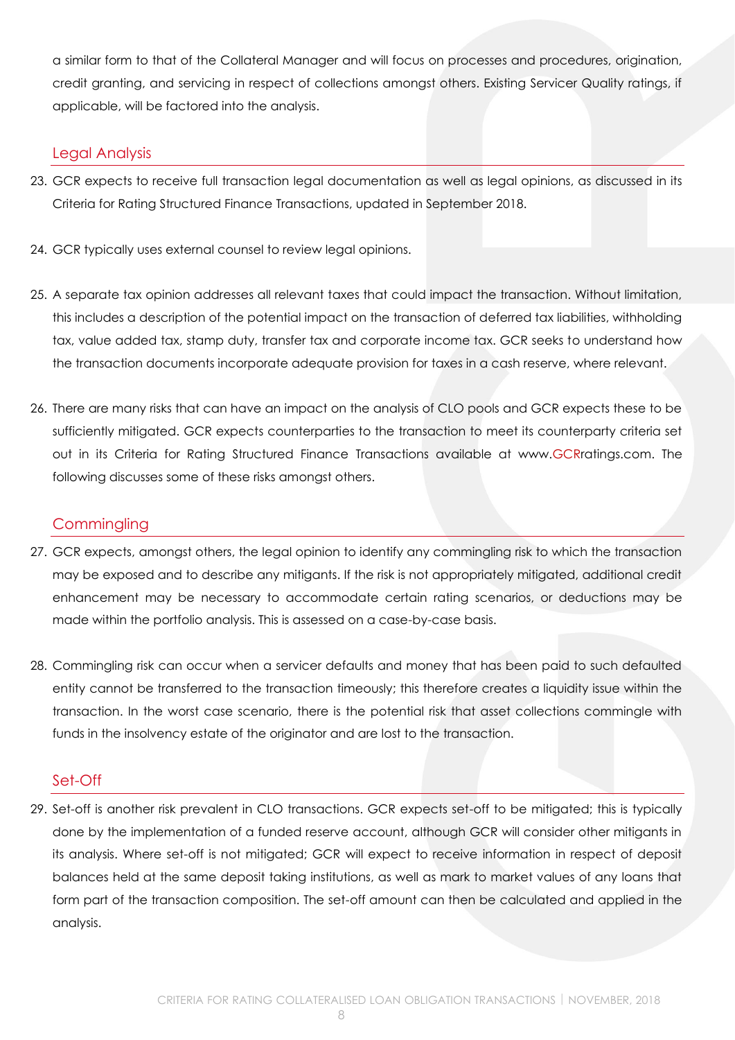a similar form to that of the Collateral Manager and will focus on processes and procedures, origination, credit granting, and servicing in respect of collections amongst others. Existing Servicer Quality ratings, if applicable, will be factored into the analysis.

## Legal Analysis

23. GCR expects to receive full transaction legal documentation as well as legal opinions, as discussed in its Criteria for Rating Structured Finance Transactions, updated in September 2018.

24. GCR typically uses external counsel to review legal opinions.

25. A separate tax opinion addresses all relevant taxes that could impact the transaction. Without limitation, this includes a description of the potential impact on the transaction of deferred tax liabilities, withholding tax, value added tax, stamp duty, transfer tax and corporate income tax. GCR seeks to understand how the transaction documents incorporate adequate provision for taxes in a cash reserve, where relevant.

26. There are many risks that can have an impact on the analysis of CLO pools and GCR expects these to be sufficiently mitigated. GCR expects counterparties to the transaction to meet its counterparty criteria set out in its Criteria for Rating Structured Finance Transactions available at www.GCRratings.com. The following discusses some of these risks amongst others.

## Commingling

27. GCR expects, amongst others, the legal opinion to identify any commingling risk to which the transaction may be exposed and to describe any mitigants. If the risk is not appropriately mitigated, additional credit enhancement may be necessary to accommodate certain rating scenarios, or deductions may be made within the portfolio analysis. This is assessed on a case-by-case basis.

28. Commingling risk can occur when a servicer defaults and money that has been paid to such defaulted entity cannot be transferred to the transaction timeously; this therefore creates a liquidity issue within the transaction. In the worst case scenario, there is the potential risk that asset collections commingle with funds in the insolvency estate of the originator and are lost to the transaction.

## Set-Off

29. Set-off is another risk prevalent in CLO transactions. GCR expects set-off to be mitigated; this is typically done by the implementation of a funded reserve account, although GCR will consider other mitigants in its analysis. Where set-off is not mitigated; GCR will expect to receive information in respect of deposit balances held at the same deposit taking institutions, as well as mark to market values of any loans that form part of the transaction composition. The set-off amount can then be calculated and applied in the analysis.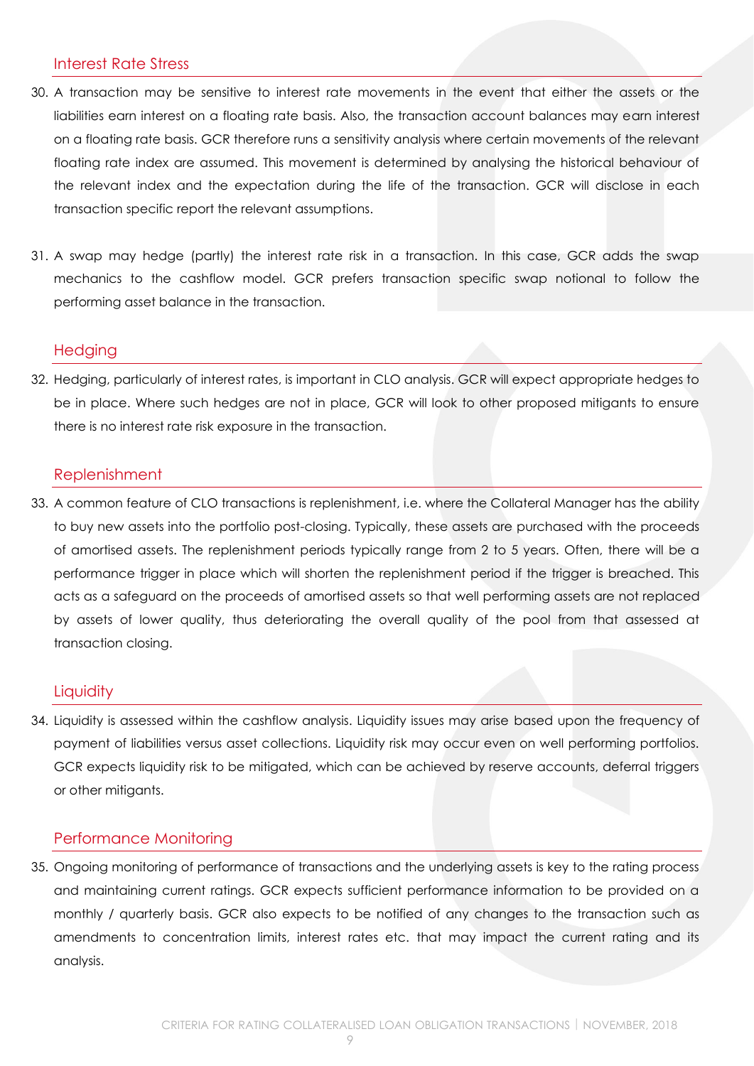## Interest Rate Stress

30. A transaction may be sensitive to interest rate movements in the event that either the assets or the liabilities earn interest on a floating rate basis. Also, the transaction account balances may earn interest on a floating rate basis. GCR therefore runs a sensitivity analysis where certain movements of the relevant floating rate index are assumed. This movement is determined by analysing the historical behaviour of the relevant index and the expectation during the life of the transaction. GCR will disclose in each transaction specific report the relevant assumptions.

31. A swap may hedge (partly) the interest rate risk in a transaction. In this case, GCR adds the swap mechanics to the cashflow model. GCR prefers transaction specific swap notional to follow the performing asset balance in the transaction.

## Hedging

32. Hedging, particularly of interest rates, is important in CLO analysis. GCR will expect appropriate hedges to be in place. Where such hedges are not in place, GCR will look to other proposed mitigants to ensure there is no interest rate risk exposure in the transaction.

## Replenishment

33. A common feature of CLO transactions is replenishment, i.e. where the Collateral Manager has the ability to buy new assets into the portfolio post-closing. Typically, these assets are purchased with the proceeds of amortised assets. The replenishment periods typically range from 2 to 5 years. Often, there will be a performance trigger in place which will shorten the replenishment period if the trigger is breached. This acts as a safeguard on the proceeds of amortised assets so that well performing assets are not replaced by assets of lower quality, thus deteriorating the overall quality of the pool from that assessed at transaction closing.

## Liquidity

34. Liquidity is assessed within the cashflow analysis. Liquidity issues may arise based upon the frequency of payment of liabilities versus asset collections. Liquidity risk may occur even on well performing portfolios. GCR expects liquidity risk to be mitigated, which can be achieved by reserve accounts, deferral triggers or other mitigants.

## Performance Monitoring

35. Ongoing monitoring of performance of transactions and the underlying assets is key to the rating process and maintaining current ratings. GCR expects sufficient performance information to be provided on a monthly / quarterly basis. GCR also expects to be notified of any changes to the transaction such as amendments to concentration limits, interest rates etc. that may impact the current rating and its analysis.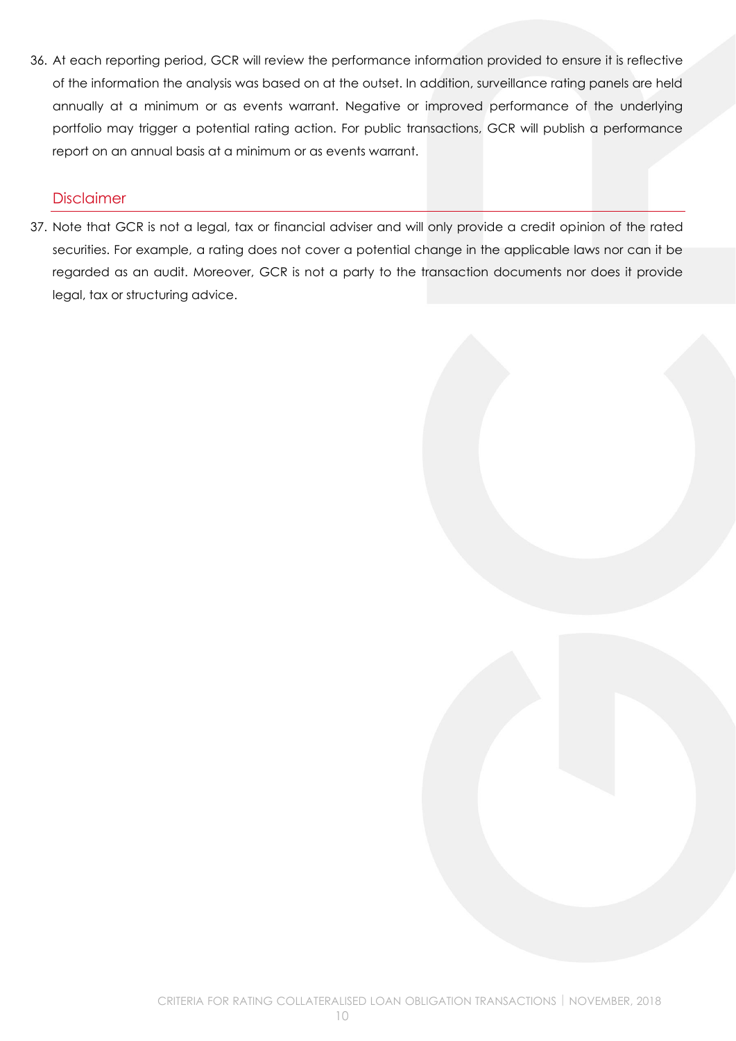36. At each reporting period, GCR will review the performance information provided to ensure it is reflective of the information the analysis was based on at the outset. In addition, surveillance rating panels are held annually at a minimum or as events warrant. Negative or improved performance of the underlying portfolio may trigger a potential rating action. For public transactions, GCR will publish a performance report on an annual basis at a minimum or as events warrant.

## Disclaimer

37. Note that GCR is not a legal, tax or financial adviser and will only provide a credit opinion of the rated securities. For example, a rating does not cover a potential change in the applicable laws nor can it be regarded as an audit. Moreover, GCR is not a party to the transaction documents nor does it provide legal, tax or structuring advice.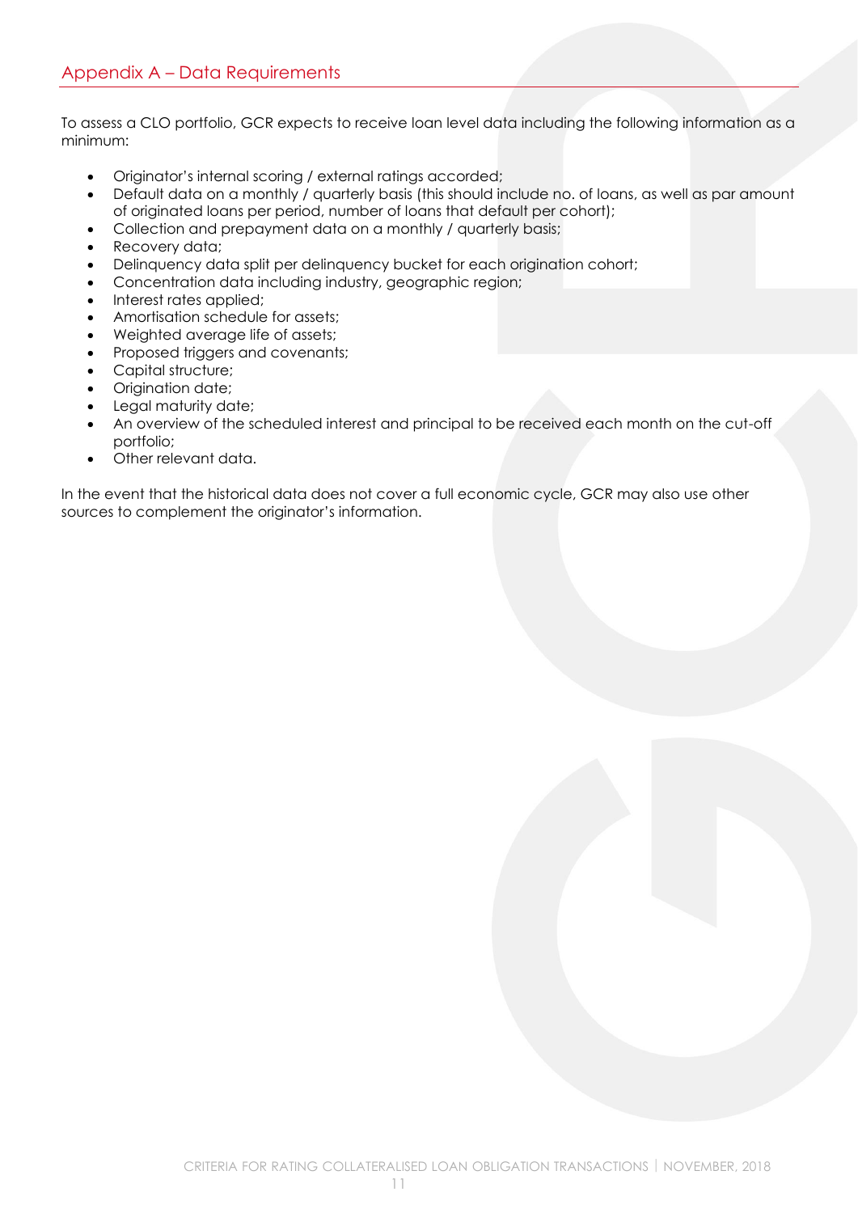## Appendix A – Data Requirements

To assess a CLO portfolio, GCR expects to receive loan level data including the following information as a minimum:

- Originator's internal scoring / external ratings accorded;
- Default data on a monthly / quarterly basis (this should include no. of loans, as well as par amount of originated loans per period, number of loans that default per cohort);
- Collection and prepayment data on a monthly / quarterly basis;
- Recovery data;
- Delinquency data split per delinquency bucket for each origination cohort;
- Concentration data including industry, geographic region;
- Interest rates applied;
- Amortisation schedule for assets;
- Weighted average life of assets;
- Proposed triggers and covenants;
- Capital structure;
- Origination date;
- Legal maturity date;
- An overview of the scheduled interest and principal to be received each month on the cut-off portfolio;
- Other relevant data.

In the event that the historical data does not cover a full economic cycle, GCR may also use other sources to complement the originator's information.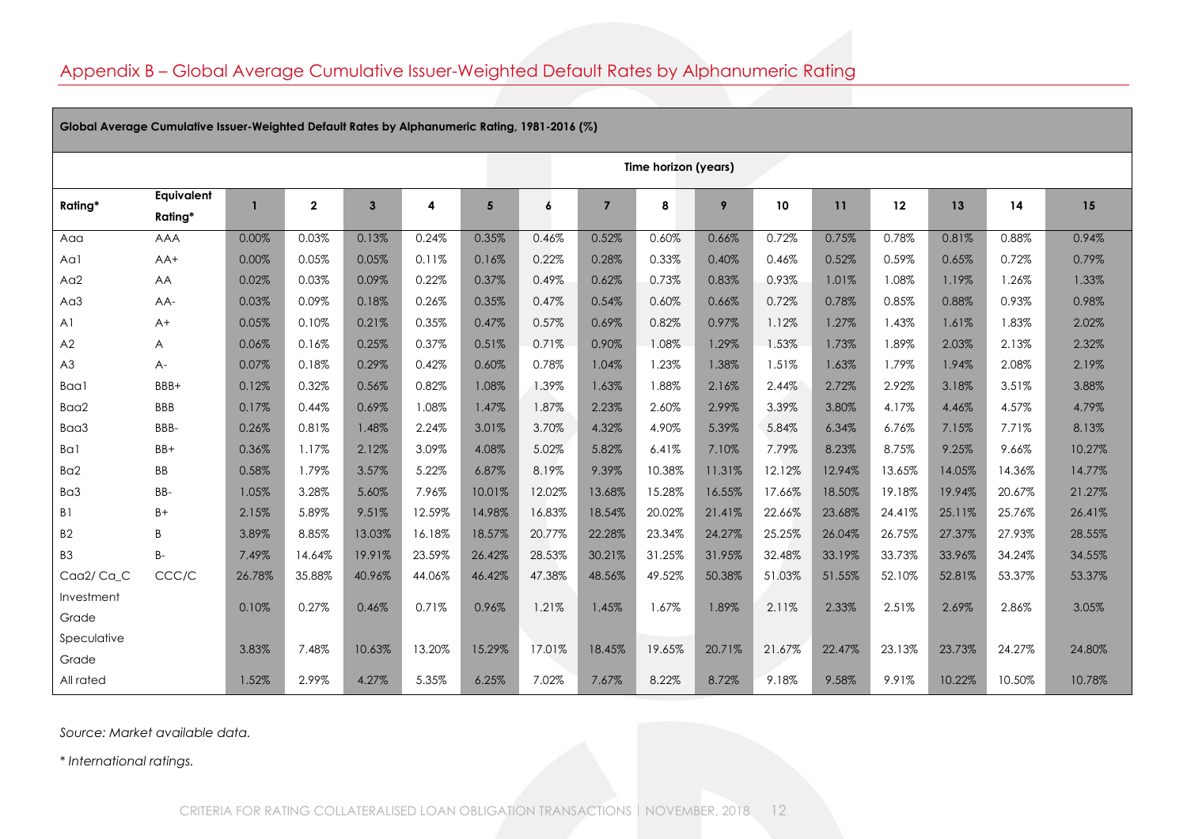## Appendix B – Global Average Cumulative Issuer-Weighted Default Rates by Alphanumeric Rating

| Global Average Cumulative Issuer-Weighted Default Rates by Alphanumeric Rating, 1981-2016 (%) | | | | | | | | | | | | | | | | |
|---|---|---|---|---|---|---|---|---|---|---|---|---|---|---|---|---|
| | | Time horizon (years) | | | | | | | | | | | | | | |
| Rating* | Equivalent Rating* | 1 | 2 | 3 | 4 | 5 | 6 | 7 | 8 | 9 | 10 | 11 | 12 | 13 | 14 | 15 |
| Aaa | AAA | 0.00% | 0.03% | 0.13% | 0.24% | 0.35% | 0.46% | 0.52% | 0.60% | 0.66% | 0.72% | 0.75% | 0.78% | 0.81% | 0.88% | 0.94% |
| Aa1 | AA+ | 0.00% | 0.05% | 0.05% | 0.11% | 0.16% | 0.22% | 0.28% | 0.33% | 0.40% | 0.46% | 0.52% | 0.59% | 0.65% | 0.72% | 0.79% |
| Aa2 | AA | 0.02% | 0.03% | 0.09% | 0.22% | 0.37% | 0.49% | 0.62% | 0.73% | 0.83% | 0.93% | 1.01% | 1.08% | 1.19% | 1.26% | 1.33% |
| Aa3 | AA- | 0.03% | 0.09% | 0.18% | 0.26% | 0.35% | 0.47% | 0.54% | 0.60% | 0.66% | 0.72% | 0.78% | 0.85% | 0.88% | 0.93% | 0.98% |
| A1 | A+ | 0.05% | 0.10% | 0.21% | 0.35% | 0.47% | 0.57% | 0.69% | 0.82% | 0.97% | 1.12% | 1.27% | 1.43% | 1.61% | 1.83% | 2.02% |
| A2 | A | 0.06% | 0.16% | 0.25% | 0.37% | 0.51% | 0.71% | 0.90% | 1.08% | 1.29% | 1.53% | 1.73% | 1.89% | 2.03% | 2.13% | 2.32% |
| A3 | A- | 0.07% | 0.18% | 0.29% | 0.42% | 0.60% | 0.78% | 1.04% | 1.23% | 1.38% | 1.51% | 1.63% | 1.79% | 1.94% | 2.08% | 2.19% |
| Baa1 | BBB+ | 0.12% | 0.32% | 0.56% | 0.82% | 1.08% | 1.39% | 1.63% | 1.88% | 2.16% | 2.44% | 2.72% | 2.92% | 3.18% | 3.51% | 3.88% |
| Baa2 | BBB | 0.17% | 0.44% | 0.69% | 1.08% | 1.47% | 1.87% | 2.23% | 2.60% | 2.99% | 3.39% | 3.80% | 4.17% | 4.46% | 4.57% | 4.79% |
| Baa3 | BBB- | 0.26% | 0.81% | 1.48% | 2.24% | 3.01% | 3.70% | 4.32% | 4.90% | 5.39% | 5.84% | 6.34% | 6.76% | 7.15% | 7.71% | 8.13% |
| Ba1 | BB+ | 0.36% | 1.17% | 2.12% | 3.09% | 4.08% | 5.02% | 5.82% | 6.41% | 7.10% | 7.79% | 8.23% | 8.75% | 9.25% | 9.66% | 10.27% |
| Ba2 | BB | 0.58% | 1.79% | 3.57% | 5.22% | 6.87% | 8.19% | 9.39% | 10.38% | 11.31% | 12.12% | 12.94% | 13.65% | 14.05% | 14.36% | 14.77% |
| Ba3 | BB- | 1.05% | 3.28% | 5.60% | 7.96% | 10.01% | 12.02% | 13.68% | 15.28% | 16.55% | 17.66% | 18.50% | 19.18% | 19.94% | 20.67% | 21.27% |
| B1 | B+ | 2.15% | 5.89% | 9.51% | 12.59% | 14.98% | 16.83% | 18.54% | 20.02% | 21.41% | 22.66% | 23.68% | 24.41% | 25.11% | 25.76% | 26.41% |
| B2 | B | 3.89% | 8.85% | 13.03% | 16.18% | 18.57% | 20.77% | 22.28% | 23.34% | 24.27% | 25.25% | 26.04% | 26.75% | 27.37% | 27.93% | 28.55% |
| B3 | B- | 7.49% | 14.64% | 19.91% | 23.59% | 26.42% | 28.53% | 30.21% | 31.25% | 31.95% | 32.48% | 33.19% | 33.73% | 33.96% | 34.24% | 34.55% |
| Caa2/ Ca_C | CCC/C | 26.78% | 35.88% | 40.96% | 44.06% | 46.42% | 47.38% | 48.56% | 49.52% | 50.38% | 51.03% | 51.55% | 52.10% | 52.81% | 53.37% | 53.37% |
| Investment Grade | | 0.10% | 0.27% | 0.46% | 0.71% | 0.96% | 1.21% | 1.45% | 1.67% | 1.89% | 2.11% | 2.33% | 2.51% | 2.69% | 2.86% | 3.05% |
| Speculative Grade | | 3.83% | 7.48% | 10.63% | 13.20% | 15.29% | 17.01% | 18.45% | 19.65% | 20.71% | 21.67% | 22.47% | 23.13% | 23.73% | 24.27% | 24.80% |
| All rated | | 1.52% | 2.99% | 4.27% | 5.35% | 6.25% | 7.02% | 7.67% | 8.22% | 8.72% | 9.18% | 9.58% | 9.91% | 10.22% | 10.50% | 10.78% |

*Source: Market available data.*

*\* International ratings.*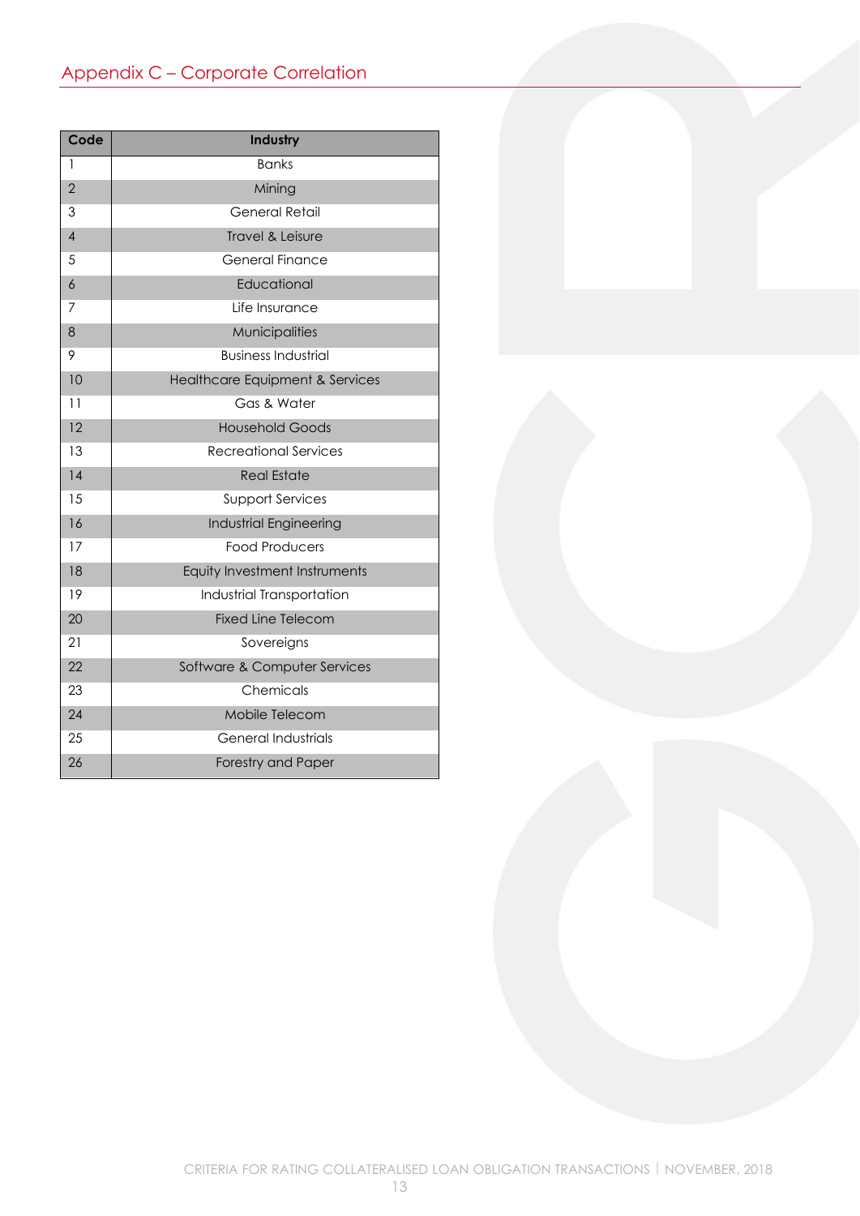## Appendix C – Corporate Correlation

| Code | Industry |
|---|---|
| 1 | Banks |
| 2 | Mining |
| 3 | General Retail |
| 4 | Travel & Leisure |
| 5 | General Finance |
| 6 | Educational |
| 7 | Life Insurance |
| 8 | Municipalities |
| 9 | Business Industrial |
| 10 | Healthcare Equipment & Services |
| 11 | Gas & Water |
| 12 | Household Goods |
| 13 | Recreational Services |
| 14 | Real Estate |
| 15 | Support Services |
| 16 | Industrial Engineering |
| 17 | Food Producers |
| 18 | Equity Investment Instruments |
| 19 | Industrial Transportation |
| 20 | Fixed Line Telecom |
| 21 | Sovereigns |
| 22 | Software & Computer Services |
| 23 | Chemicals |
| 24 | Mobile Telecom |
| 25 | General Industrials |
| 26 | Forestry and Paper |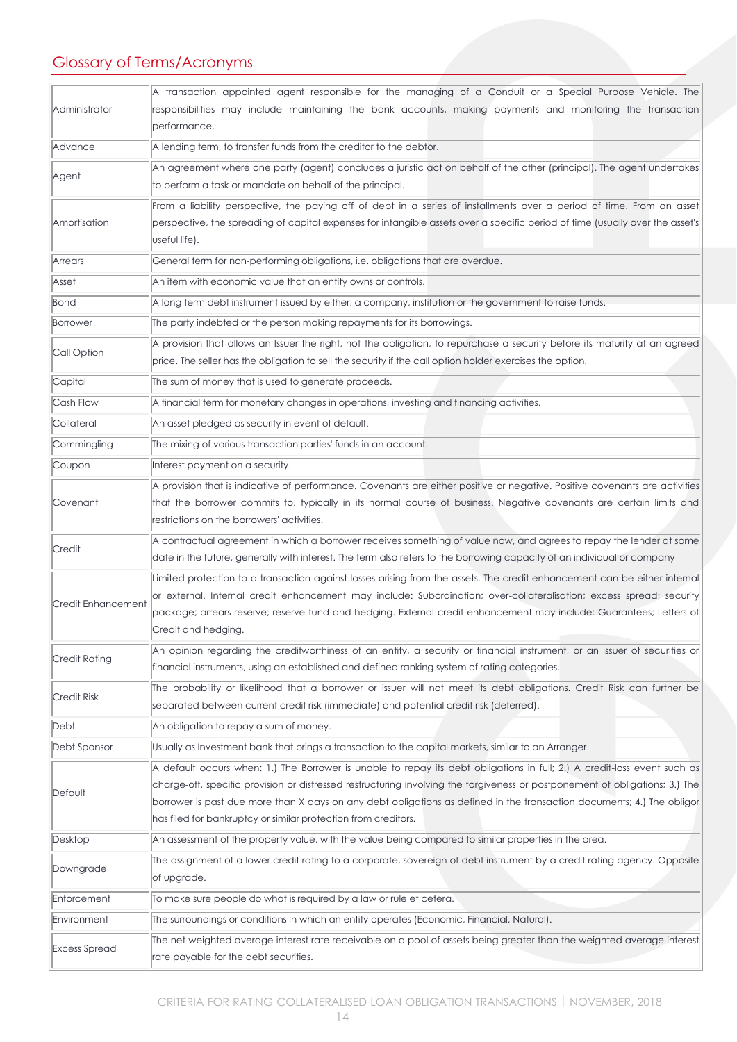## Glossary of Terms/Acronyms

| | |
|---|---|
| Administrator | A transaction appointed agent responsible for the managing of a Conduit or a Special Purpose Vehicle. The responsibilities may include maintaining the bank accounts, making payments and monitoring the transaction performance. |
| Advance | A lending term, to transfer funds from the creditor to the debtor. |
| Agent | An agreement where one party (agent) concludes a juristic act on behalf of the other (principal). The agent undertakes to perform a task or mandate on behalf of the principal. |
| Amortisation | From a liability perspective, the paying off of debt in a series of installments over a period of time. From an asset perspective, the spreading of capital expenses for intangible assets over a specific period of time (usually over the asset's useful life). |
| Arrears | General term for non-performing obligations, i.e. obligations that are overdue. |
| Asset | An item with economic value that an entity owns or controls. |
| Bond | A long term debt instrument issued by either: a company, institution or the government to raise funds. |
| Borrower | The party indebted or the person making repayments for its borrowings. |
| Call Option | A provision that allows an Issuer the right, not the obligation, to repurchase a security before its maturity at an agreed price. The seller has the obligation to sell the security if the call option holder exercises the option. |
| Capital | The sum of money that is used to generate proceeds. |
| Cash Flow | A financial term for monetary changes in operations, investing and financing activities. |
| Collateral | An asset pledged as security in event of default. |
| Commingling | The mixing of various transaction parties' funds in an account. |
| Coupon | Interest payment on a security. |
| Covenant | A provision that is indicative of performance. Covenants are either positive or negative. Positive covenants are activities that the borrower commits to, typically in its normal course of business. Negative covenants are certain limits and restrictions on the borrowers' activities. |
| Credit | A contractual agreement in which a borrower receives something of value now, and agrees to repay the lender at some date in the future, generally with interest. The term also refers to the borrowing capacity of an individual or company |
| Credit Enhancement | Limited protection to a transaction against losses arising from the assets. The credit enhancement can be either internal or external. Internal credit enhancement may include: Subordination; over-collateralisation; excess spread; security package; arrears reserve; reserve fund and hedging. External credit enhancement may include: Guarantees; Letters of Credit and hedging. |
| Credit Rating | An opinion regarding the creditworthiness of an entity, a security or financial instrument, or an issuer of securities or financial instruments, using an established and defined ranking system of rating categories. |
| Credit Risk | The probability or likelihood that a borrower or issuer will not meet its debt obligations. Credit Risk can further be separated between current credit risk (immediate) and potential credit risk (deferred). |
| Debt | An obligation to repay a sum of money. |
| Debt Sponsor | Usually as Investment bank that brings a transaction to the capital markets, similar to an Arranger. |
| Default | A default occurs when: 1.) The Borrower is unable to repay its debt obligations in full; 2.) A credit-loss event such as charge-off, specific provision or distressed restructuring involving the forgiveness or postponement of obligations; 3.) The borrower is past due more than X days on any debt obligations as defined in the transaction documents; 4.) The obligor has filed for bankruptcy or similar protection from creditors. |
| Desktop | An assessment of the property value, with the value being compared to similar properties in the area. |
| Downgrade | The assignment of a lower credit rating to a corporate, sovereign of debt instrument by a credit rating agency. Opposite of upgrade. |
| Enforcement | To make sure people do what is required by a law or rule et cetera. |
| Environment | The surroundings or conditions in which an entity operates (Economic, Financial, Natural). |
| Excess Spread | The net weighted average interest rate receivable on a pool of assets being greater than the weighted average interest rate payable for the debt securities. |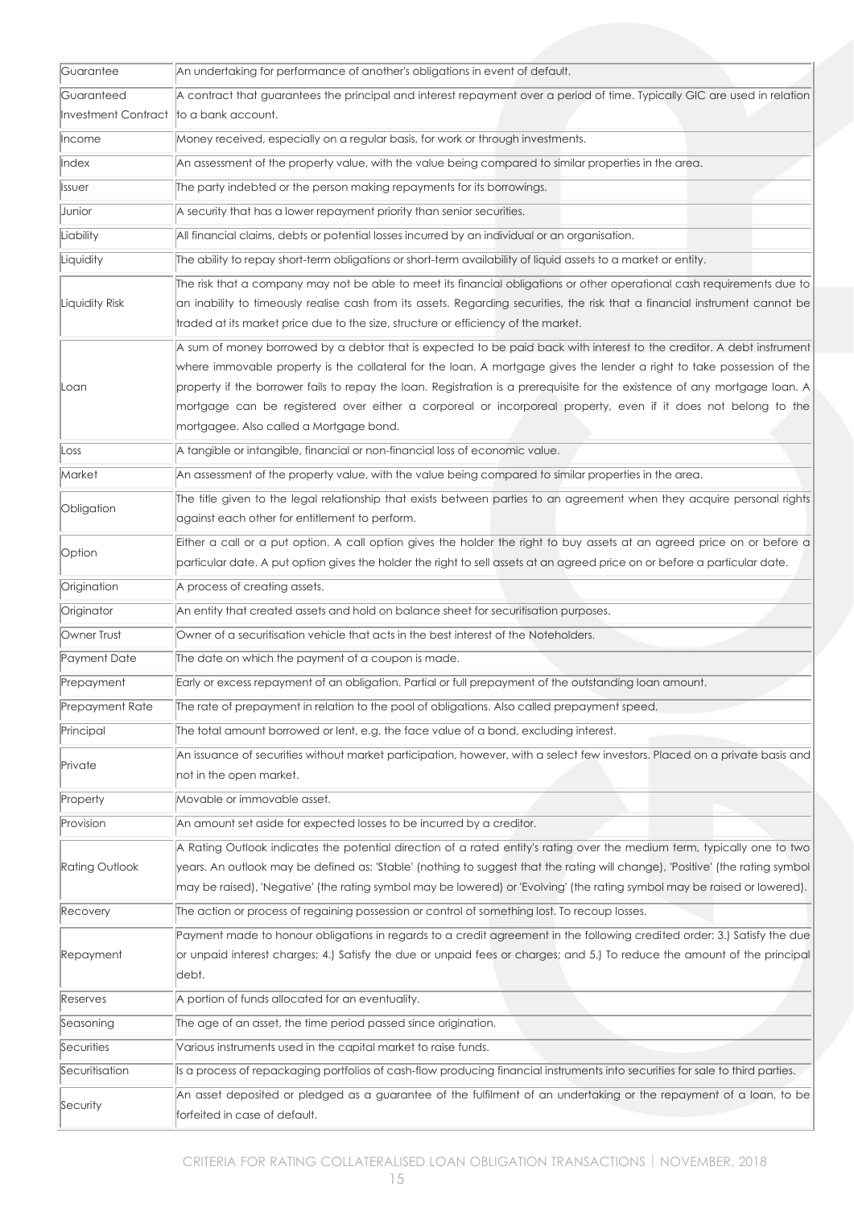| | |
|---|---|
| Guarantee | An undertaking for performance of another's obligations in event of default. |
| Guaranteed Investment Contract | A contract that guarantees the principal and interest repayment over a period of time. Typically GIC are used in relation to a bank account. |
| Income | Money received, especially on a regular basis, for work or through investments. |
| Index | An assessment of the property value, with the value being compared to similar properties in the area. |
| Issuer | The party indebted or the person making repayments for its borrowings. |
| Junior | A security that has a lower repayment priority than senior securities. |
| Liability | All financial claims, debts or potential losses incurred by an individual or an organisation. |
| Liquidity | The ability to repay short-term obligations or short-term availability of liquid assets to a market or entity. |
| Liquidity Risk | The risk that a company may not be able to meet its financial obligations or other operational cash requirements due to an inability to timeously realise cash from its assets. Regarding securities, the risk that a financial instrument cannot be traded at its market price due to the size, structure or efficiency of the market. |
| Loan | A sum of money borrowed by a debtor that is expected to be paid back with interest to the creditor. A debt instrument where immovable property is the collateral for the loan. A mortgage gives the lender a right to take possession of the property if the borrower fails to repay the loan. Registration is a prerequisite for the existence of any mortgage loan. A mortgage can be registered over either a corporeal or incorporeal property, even if it does not belong to the mortgagee. Also called a Mortgage bond. |
| Loss | A tangible or intangible, financial or non-financial loss of economic value. |
| Market | An assessment of the property value, with the value being compared to similar properties in the area. |
| Obligation | The title given to the legal relationship that exists between parties to an agreement when they acquire personal rights against each other for entitlement to perform. |
| Option | Either a call or a put option. A call option gives the holder the right to buy assets at an agreed price on or before a particular date. A put option gives the holder the right to sell assets at an agreed price on or before a particular date. |
| Origination | A process of creating assets. |
| Originator | An entity that created assets and hold on balance sheet for securitisation purposes. |
| Owner Trust | Owner of a securitisation vehicle that acts in the best interest of the Noteholders. |
| Payment Date | The date on which the payment of a coupon is made. |
| Prepayment | Early or excess repayment of an obligation. Partial or full prepayment of the outstanding loan amount. |
| Prepayment Rate | The rate of prepayment in relation to the pool of obligations. Also called prepayment speed. |
| Principal | The total amount borrowed or lent, e.g. the face value of a bond, excluding interest. |
| Private | An issuance of securities without market participation, however, with a select few investors. Placed on a private basis and not in the open market. |
| Property | Movable or immovable asset. |
| Provision | An amount set aside for expected losses to be incurred by a creditor. |
| Rating Outlook | A Rating Outlook indicates the potential direction of a rated entity's rating over the medium term, typically one to two years. An outlook may be defined as: 'Stable' (nothing to suggest that the rating will change), 'Positive' (the rating symbol may be raised), 'Negative' (the rating symbol may be lowered) or 'Evolving' (the rating symbol may be raised or lowered). |
| Recovery | The action or process of regaining possession or control of something lost. To recoup losses. |
| Repayment | Payment made to honour obligations in regards to a credit agreement in the following credited order: 3.) Satisfy the due or unpaid interest charges; 4.) Satisfy the due or unpaid fees or charges; and 5.) To reduce the amount of the principal debt. |
| Reserves | A portion of funds allocated for an eventuality. |
| Seasoning | The age of an asset, the time period passed since origination. |
| Securities | Various instruments used in the capital market to raise funds. |
| Securitisation | Is a process of repackaging portfolios of cash-flow producing financial instruments into securities for sale to third parties. |
| Security | An asset deposited or pledged as a guarantee of the fulfilment of an undertaking or the repayment of a loan, to be forfeited in case of default. |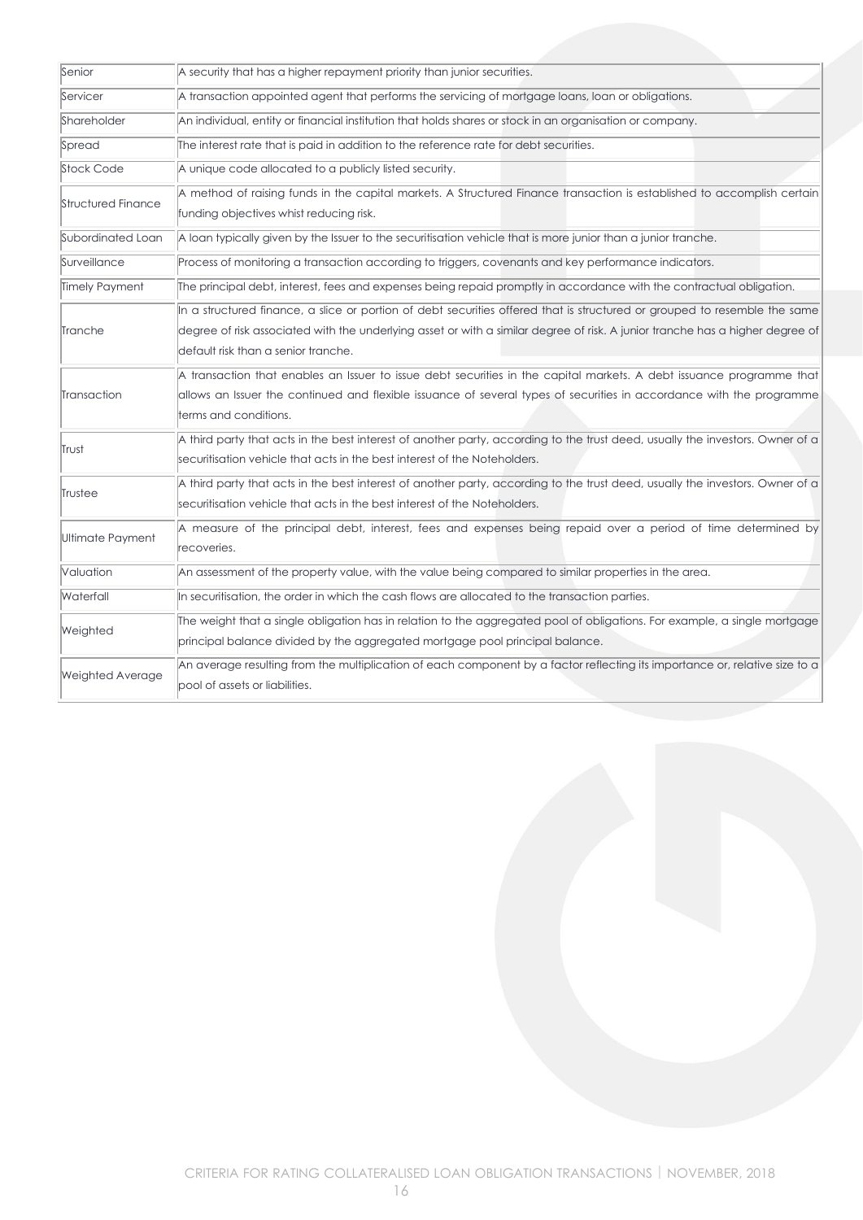| | |
|---|---|
| Senior | A security that has a higher repayment priority than junior securities. |
| Servicer | A transaction appointed agent that performs the servicing of mortgage loans, loan or obligations. |
| Shareholder | An individual, entity or financial institution that holds shares or stock in an organisation or company. |
| Spread | The interest rate that is paid in addition to the reference rate for debt securities. |
| Stock Code | A unique code allocated to a publicly listed security. |
| Structured Finance | A method of raising funds in the capital markets. A Structured Finance transaction is established to accomplish certain funding objectives whist reducing risk. |
| Subordinated Loan | A loan typically given by the Issuer to the securitisation vehicle that is more junior than a junior tranche. |
| Surveillance | Process of monitoring a transaction according to triggers, covenants and key performance indicators. |
| Timely Payment | The principal debt, interest, fees and expenses being repaid promptly in accordance with the contractual obligation. |
| Tranche | In a structured finance, a slice or portion of debt securities offered that is structured or grouped to resemble the same degree of risk associated with the underlying asset or with a similar degree of risk. A junior tranche has a higher degree of default risk than a senior tranche. |
| Transaction | A transaction that enables an Issuer to issue debt securities in the capital markets. A debt issuance programme that allows an Issuer the continued and flexible issuance of several types of securities in accordance with the programme terms and conditions. |
| Trust | A third party that acts in the best interest of another party, according to the trust deed, usually the investors. Owner of a securitisation vehicle that acts in the best interest of the Noteholders. |
| Trustee | A third party that acts in the best interest of another party, according to the trust deed, usually the investors. Owner of a securitisation vehicle that acts in the best interest of the Noteholders. |
| Ultimate Payment | A measure of the principal debt, interest, fees and expenses being repaid over a period of time determined by recoveries. |
| Valuation | An assessment of the property value, with the value being compared to similar properties in the area. |
| Waterfall | In securitisation, the order in which the cash flows are allocated to the transaction parties. |
| Weighted | The weight that a single obligation has in relation to the aggregated pool of obligations. For example, a single mortgage principal balance divided by the aggregated mortgage pool principal balance. |
| Weighted Average | An average resulting from the multiplication of each component by a factor reflecting its importance or, relative size to a pool of assets or liabilities. |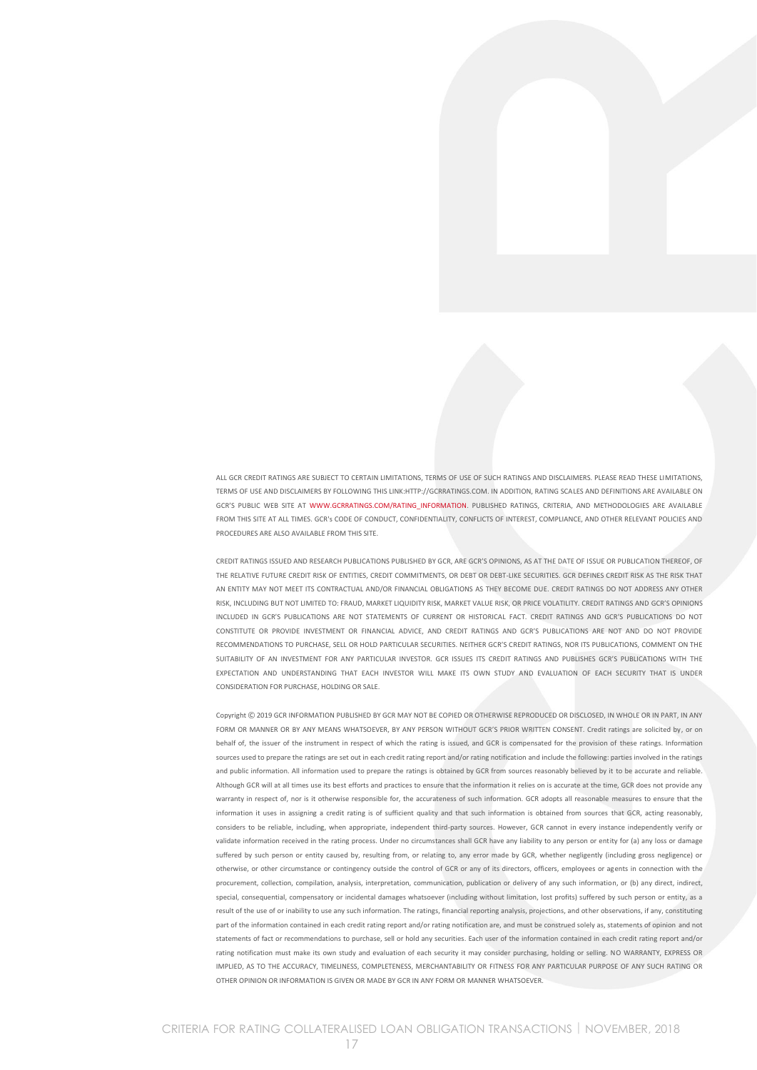ALL GCR CREDIT RATINGS ARE SUBJECT TO CERTAIN LIMITATIONS, TERMS OF USE OF SUCH RATINGS AND DISCLAIMERS. PLEASE READ THESE LIMITATIONS, TERMS OF USE AND DISCLAIMERS BY FOLLOWING THIS LINK:HTTP://GCRRATINGS.COM. IN ADDITION, RATING SCALES AND DEFINITIONS ARE AVAILABLE ON GCR'S PUBLIC WEB SITE AT WWW.GCRRATINGS.COM/RATING_INFORMATION. PUBLISHED RATINGS, CRITERIA, AND METHODOLOGIES ARE AVAILABLE FROM THIS SITE AT ALL TIMES. GCR's CODE OF CONDUCT, CONFIDENTIALITY, CONFLICTS OF INTEREST, COMPLIANCE, AND OTHER RELEVANT POLICIES AND PROCEDURES ARE ALSO AVAILABLE FROM THIS SITE.

CREDIT RATINGS ISSUED AND RESEARCH PUBLICATIONS PUBLISHED BY GCR, ARE GCR'S OPINIONS, AS AT THE DATE OF ISSUE OR PUBLICATION THEREOF, OF THE RELATIVE FUTURE CREDIT RISK OF ENTITIES, CREDIT COMMITMENTS, OR DEBT OR DEBT-LIKE SECURITIES. GCR DEFINES CREDIT RISK AS THE RISK THAT AN ENTITY MAY NOT MEET ITS CONTRACTUAL AND/OR FINANCIAL OBLIGATIONS AS THEY BECOME DUE. CREDIT RATINGS DO NOT ADDRESS ANY OTHER RISK, INCLUDING BUT NOT LIMITED TO: FRAUD, MARKET LIQUIDITY RISK, MARKET VALUE RISK, OR PRICE VOLATILITY. CREDIT RATINGS AND GCR'S OPINIONS INCLUDED IN GCR'S PUBLICATIONS ARE NOT STATEMENTS OF CURRENT OR HISTORICAL FACT. CREDIT RATINGS AND GCR'S PUBLICATIONS DO NOT CONSTITUTE OR PROVIDE INVESTMENT OR FINANCIAL ADVICE, AND CREDIT RATINGS AND GCR'S PUBLICATIONS ARE NOT AND DO NOT PROVIDE RECOMMENDATIONS TO PURCHASE, SELL OR HOLD PARTICULAR SECURITIES. NEITHER GCR'S CREDIT RATINGS, NOR ITS PUBLICATIONS, COMMENT ON THE SUITABILITY OF AN INVESTMENT FOR ANY PARTICULAR INVESTOR. GCR ISSUES ITS CREDIT RATINGS AND PUBLISHES GCR'S PUBLICATIONS WITH THE EXPECTATION AND UNDERSTANDING THAT EACH INVESTOR WILL MAKE ITS OWN STUDY AND EVALUATION OF EACH SECURITY THAT IS UNDER CONSIDERATION FOR PURCHASE, HOLDING OR SALE.

Copyright © 2019 GCR INFORMATION PUBLISHED BY GCR MAY NOT BE COPIED OR OTHERWISE REPRODUCED OR DISCLOSED, IN WHOLE OR IN PART, IN ANY FORM OR MANNER OR BY ANY MEANS WHATSOEVER, BY ANY PERSON WITHOUT GCR'S PRIOR WRITTEN CONSENT. Credit ratings are solicited by, or on behalf of, the issuer of the instrument in respect of which the rating is issued, and GCR is compensated for the provision of these ratings. Information sources used to prepare the ratings are set out in each credit rating report and/or rating notification and include the following: parties involved in the ratings and public information. All information used to prepare the ratings is obtained by GCR from sources reasonably believed by it to be accurate and reliable. Although GCR will at all times use its best efforts and practices to ensure that the information it relies on is accurate at the time, GCR does not provide any warranty in respect of, nor is it otherwise responsible for, the accurateness of such information. GCR adopts all reasonable measures to ensure that the information it uses in assigning a credit rating is of sufficient quality and that such information is obtained from sources that GCR, acting reasonably, considers to be reliable, including, when appropriate, independent third-party sources. However, GCR cannot in every instance independently verify or validate information received in the rating process. Under no circumstances shall GCR have any liability to any person or entity for (a) any loss or damage suffered by such person or entity caused by, resulting from, or relating to, any error made by GCR, whether negligently (including gross negligence) or otherwise, or other circumstance or contingency outside the control of GCR or any of its directors, officers, employees or agents in connection with the procurement, collection, compilation, analysis, interpretation, communication, publication or delivery of any such information, or (b) any direct, indirect, special, consequential, compensatory or incidental damages whatsoever (including without limitation, lost profits) suffered by such person or entity, as a result of the use of or inability to use any such information. The ratings, financial reporting analysis, projections, and other observations, if any, constituting part of the information contained in each credit rating report and/or rating notification are, and must be construed solely as, statements of opinion and not statements of fact or recommendations to purchase, sell or hold any securities. Each user of the information contained in each credit rating report and/or rating notification must make its own study and evaluation of each security it may consider purchasing, holding or selling. NO WARRANTY, EXPRESS OR IMPLIED, AS TO THE ACCURACY, TIMELINESS, COMPLETENESS, MERCHANTABILITY OR FITNESS FOR ANY PARTICULAR PURPOSE OF ANY SUCH RATING OR OTHER OPINION OR INFORMATION IS GIVEN OR MADE BY GCR IN ANY FORM OR MANNER WHATSOEVER.